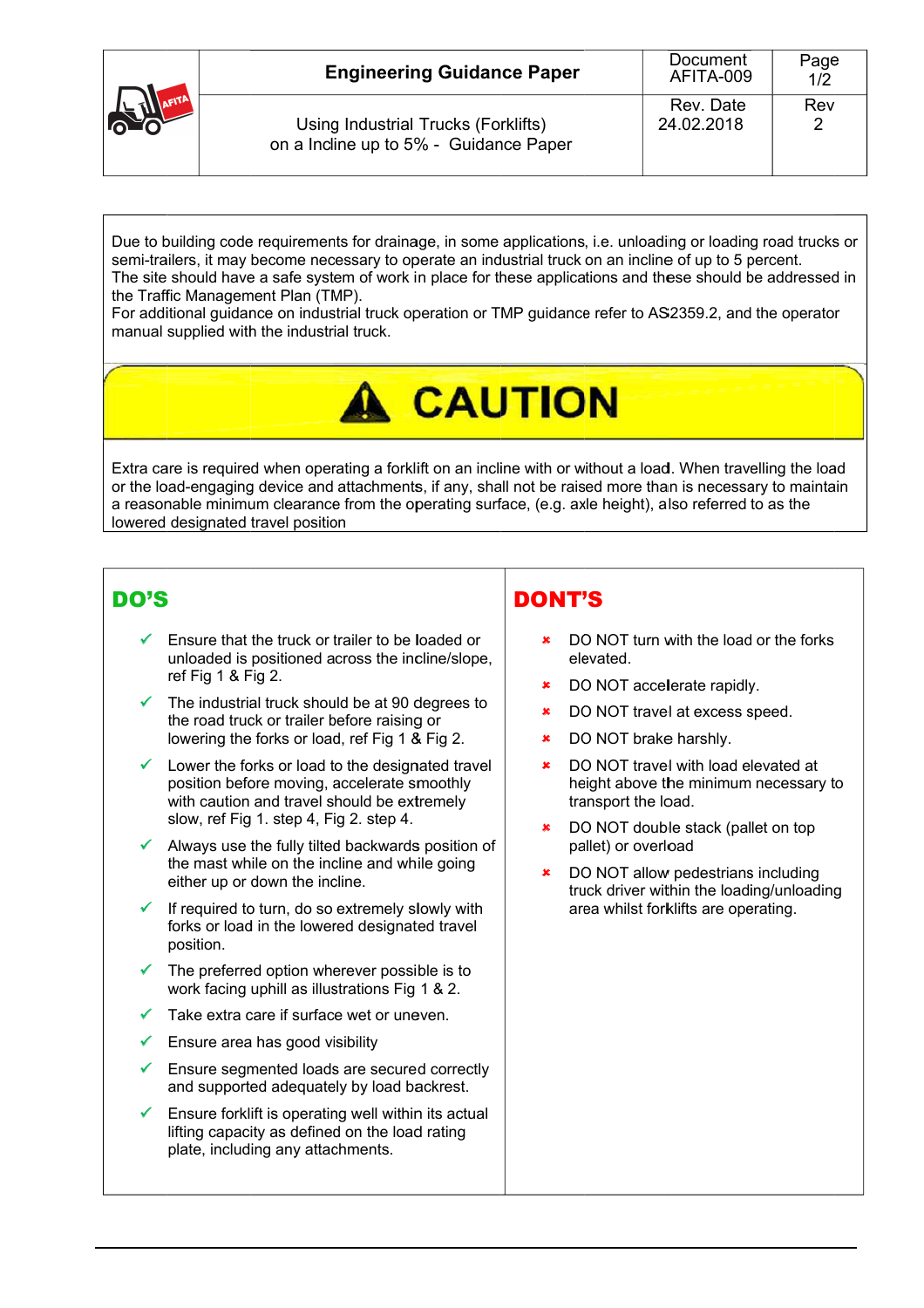| | Engineering Guidance Paper | Document AFITA-009 | Page 1/2 |
|---|---|---|---|
| | Using Industrial Trucks (Forklifts) on a Incline up to 5% - Guidance Paper | Rev. Date 24.02.2018 | Rev 2 |

Due to building code requirements for drainage, in some applications, i.e. unloading or loading road trucks or semi-trailers, it may become necessary to operate an industrial truck on an incline of up to 5 percent.
The site should have a safe system of work in place for these applications and these should be addressed in the Traffic Management Plan (TMP).
For additional guidance on industrial truck operation or TMP guidance refer to AS2359.2, and the operator manual supplied with the industrial truck.

## ⚠ CAUTION

Extra care is required when operating a forklift on an incline with or without a load. When travelling the load or the load-engaging device and attachments, if any, shall not be raised more than is necessary to maintain a reasonable minimum clearance from the operating surface, (e.g. axle height), also referred to as the lowered designated travel position

## DO'S

- ✓ Ensure that the truck or trailer to be loaded or unloaded is positioned across the incline/slope, ref Fig 1 & Fig 2.
- ✓ The industrial truck should be at 90 degrees to the road truck or trailer before raising or lowering the forks or load, ref Fig 1 & Fig 2.
- ✓ Lower the forks or load to the designated travel position before moving, accelerate smoothly with caution and travel should be extremely slow, ref Fig 1. step 4, Fig 2. step 4.
- ✓ Always use the fully tilted backwards position of the mast while on the incline and while going either up or down the incline.
- ✓ If required to turn, do so extremely slowly with forks or load in the lowered designated travel position.
- ✓ The preferred option wherever possible is to work facing uphill as illustrations Fig 1 & 2.
- ✓ Take extra care if surface wet or uneven.
- ✓ Ensure area has good visibility
- ✓ Ensure segmented loads are secured correctly and supported adequately by load backrest.
- ✓ Ensure forklift is operating well within its actual lifting capacity as defined on the load rating plate, including any attachments.

## DONT'S

- ✗ DO NOT turn with the load or the forks elevated.
- ✗ DO NOT accelerate rapidly.
- ✗ DO NOT travel at excess speed.
- ✗ DO NOT brake harshly.
- ✗ DO NOT travel with load elevated at height above the minimum necessary to transport the load.
- ✗ DO NOT double stack (pallet on top pallet) or overload
- ✗ DO NOT allow pedestrians including truck driver within the loading/unloading area whilst forklifts are operating.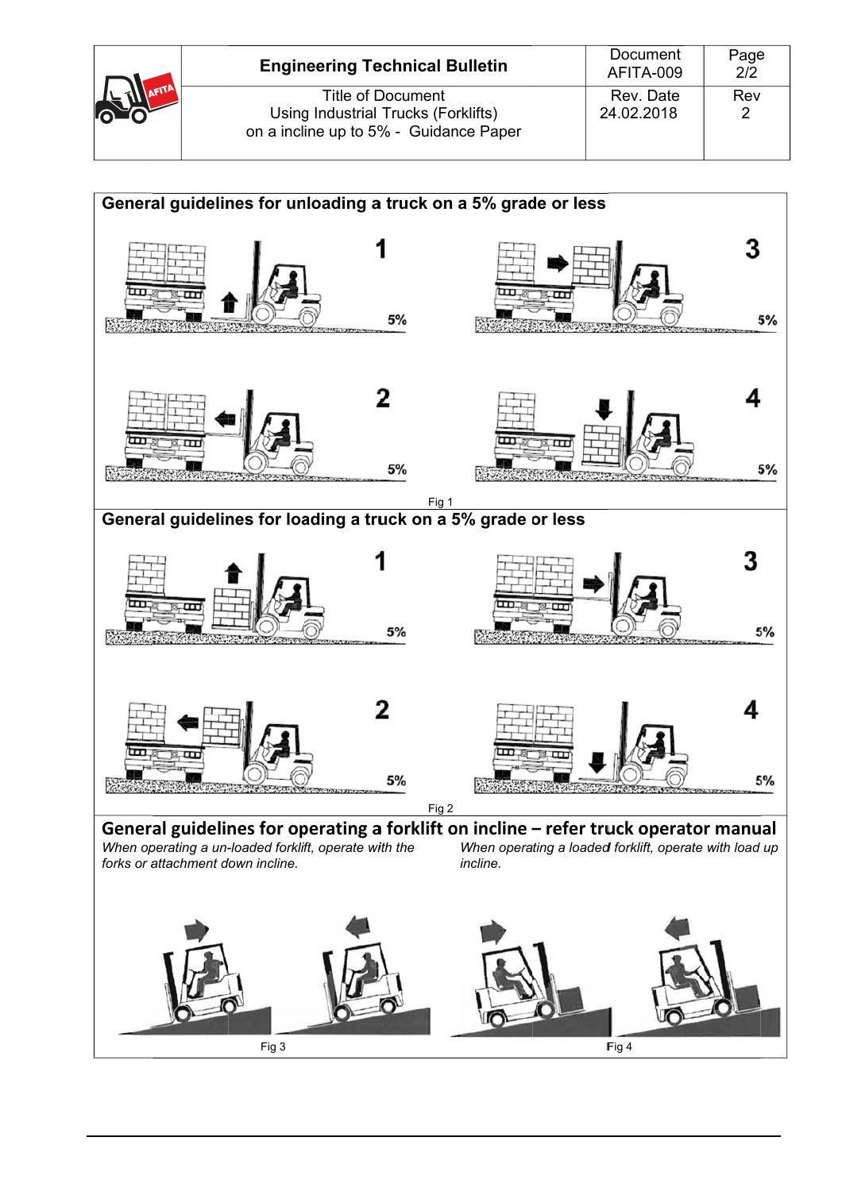## General guidelines for unloading a truck on a 5% grade or less

1

5%

3

5%

2

5%

4

5%

Fig 1

## General guidelines for loading a truck on a 5% grade or less

1

5%

3

5%

2

5%

4

5%

Fig 2

## General guidelines for operating a forklift on incline – refer truck operator manual

*When operating a un-loaded forklift, operate with the forks or attachment down incline.*

*When operating a loaded forklift, operate with load up incline.*

Fig 3

Fig 4